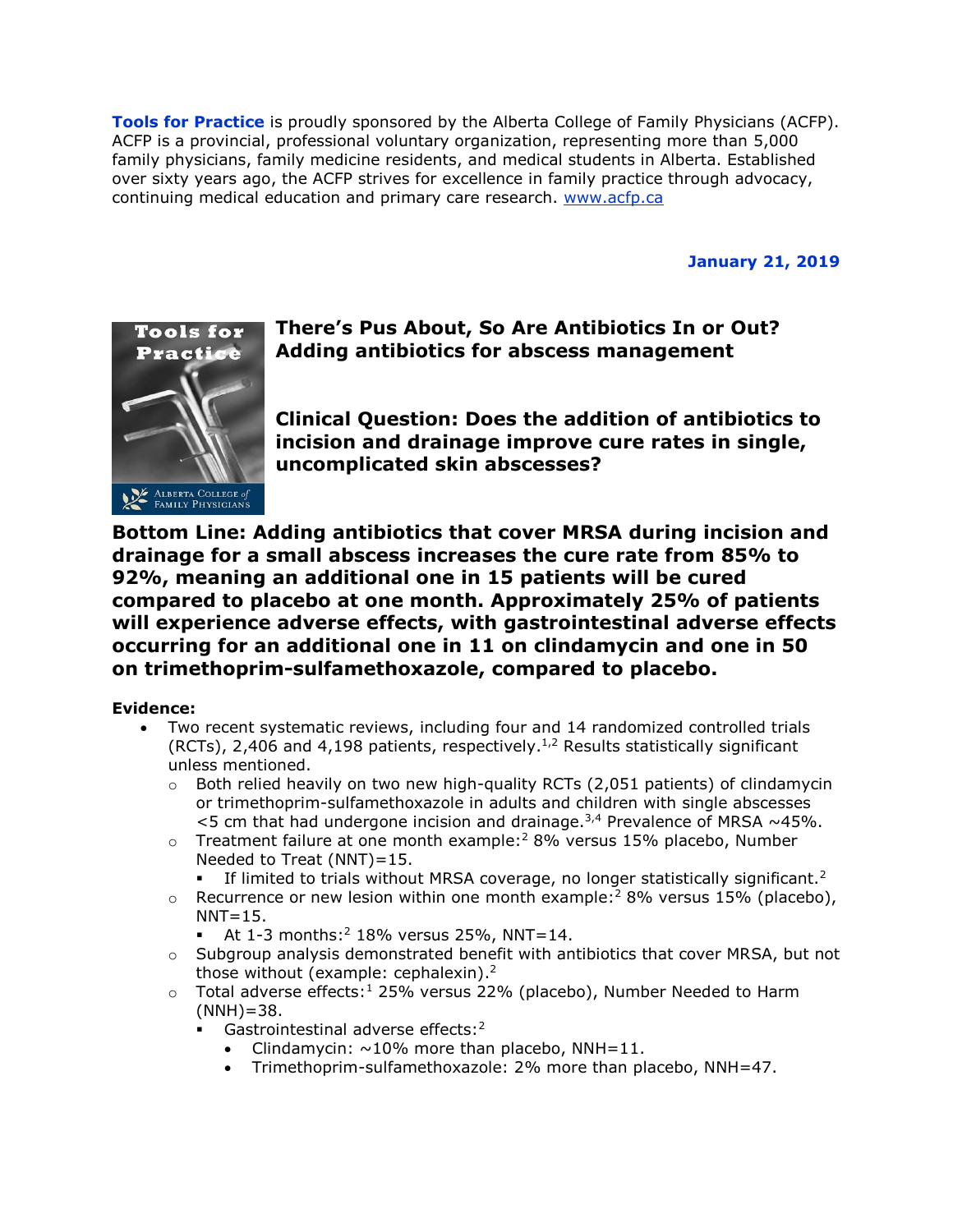**Tools for Practice** is proudly sponsored by the Alberta College of Family Physicians (ACFP). ACFP is a provincial, professional voluntary organization, representing more than 5,000 family physicians, family medicine residents, and medical students in Alberta. Established over sixty years ago, the ACFP strives for excellence in family practice through advocacy, continuing medical education and primary care research. [www.acfp.ca](http://www.acfp.ca)

**January 21, 2019**

# There's Pus About, So Are Antibiotics In or Out? Adding antibiotics for abscess management

## Clinical Question: Does the addition of antibiotics to incision and drainage improve cure rates in single, uncomplicated skin abscesses?

**Bottom Line: Adding antibiotics that cover MRSA during incision and drainage for a small abscess increases the cure rate from 85% to 92%, meaning an additional one in 15 patients will be cured compared to placebo at one month. Approximately 25% of patients will experience adverse effects, with gastrointestinal adverse effects occurring for an additional one in 11 on clindamycin and one in 50 on trimethoprim-sulfamethoxazole, compared to placebo.**

**Evidence:**

- Two recent systematic reviews, including four and 14 randomized controlled trials (RCTs), 2,406 and 4,198 patients, respectively.[1,2] Results statistically significant unless mentioned.
  - Both relied heavily on two new high-quality RCTs (2,051 patients) of clindamycin or trimethoprim-sulfamethoxazole in adults and children with single abscesses <5 cm that had undergone incision and drainage.[3,4] Prevalence of MRSA ~45%.
  - Treatment failure at one month example:[2] 8% versus 15% placebo, Number Needed to Treat (NNT)=15.
    - If limited to trials without MRSA coverage, no longer statistically significant.[2]
  - Recurrence or new lesion within one month example:[2] 8% versus 15% (placebo), NNT=15.
    - At 1-3 months:[2] 18% versus 25%, NNT=14.
  - Subgroup analysis demonstrated benefit with antibiotics that cover MRSA, but not those without (example: cephalexin).[2]
  - Total adverse effects:[1] 25% versus 22% (placebo), Number Needed to Harm (NNH)=38.
    - Gastrointestinal adverse effects:[2]
      - Clindamycin: ~10% more than placebo, NNH=11.
      - Trimethoprim-sulfamethoxazole: 2% more than placebo, NNH=47.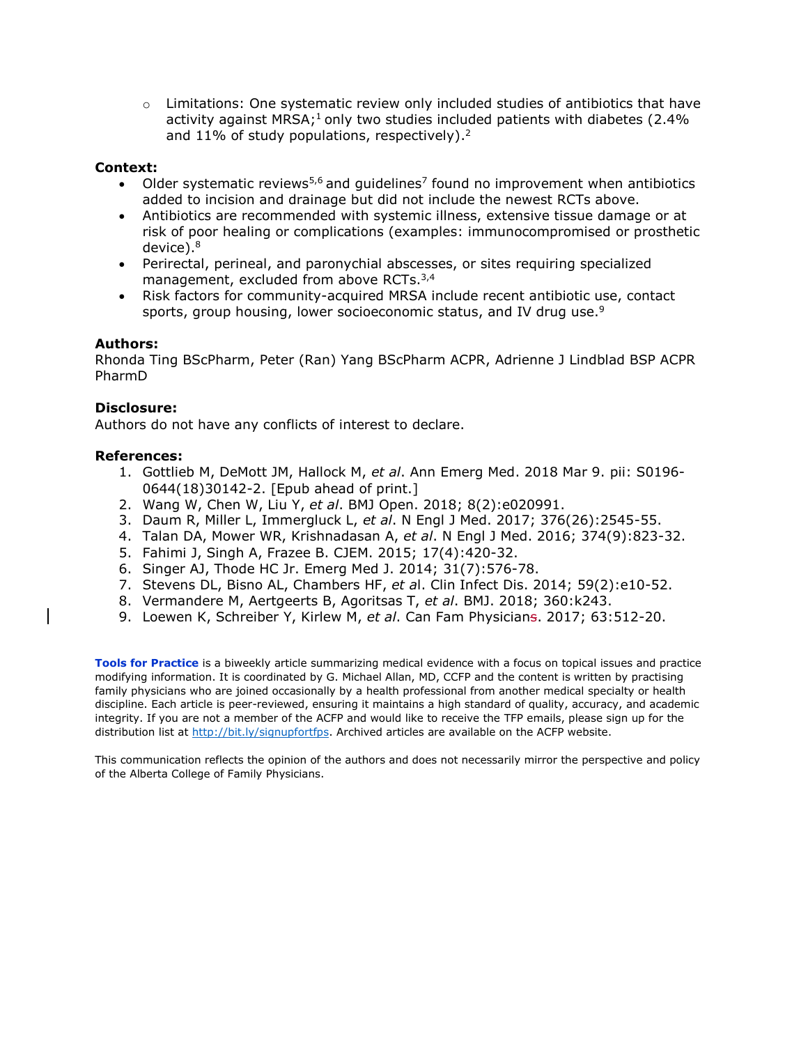- Limitations: One systematic review only included studies of antibiotics that have activity against MRSA;[1] only two studies included patients with diabetes (2.4% and 11% of study populations, respectively).[2]

**Context:**

- Older systematic reviews[5,6] and guidelines[7] found no improvement when antibiotics added to incision and drainage but did not include the newest RCTs above.
- Antibiotics are recommended with systemic illness, extensive tissue damage or at risk of poor healing or complications (examples: immunocompromised or prosthetic device).[8]
- Perirectal, perineal, and paronychial abscesses, or sites requiring specialized management, excluded from above RCTs.[3,4]
- Risk factors for community-acquired MRSA include recent antibiotic use, contact sports, group housing, lower socioeconomic status, and IV drug use.[9]

**Authors:**

Rhonda Ting BScPharm, Peter (Ran) Yang BScPharm ACPR, Adrienne J Lindblad BSP ACPR PharmD

**Disclosure:**

Authors do not have any conflicts of interest to declare.

**References:**

1. Gottlieb M, DeMott JM, Hallock M, *et al*. Ann Emerg Med. 2018 Mar 9. pii: S0196-0644(18)30142-2. [Epub ahead of print.]
2. Wang W, Chen W, Liu Y, *et al*. BMJ Open. 2018; 8(2):e020991.
3. Daum R, Miller L, Immergluck L, *et al*. N Engl J Med. 2017; 376(26):2545-55.
4. Talan DA, Mower WR, Krishnadasan A, *et al*. N Engl J Med. 2016; 374(9):823-32.
5. Fahimi J, Singh A, Frazee B. CJEM. 2015; 17(4):420-32.
6. Singer AJ, Thode HC Jr. Emerg Med J. 2014; 31(7):576-78.
7. Stevens DL, Bisno AL, Chambers HF, *et al*. Clin Infect Dis. 2014; 59(2):e10-52.
8. Vermandere M, Aertgeerts B, Agoritsas T, *et al*. BMJ. 2018; 360:k243.
9. Loewen K, Schreiber Y, Kirlew M, *et al*. Can Fam Physicians. 2017; 63:512-20.

**Tools for Practice** is a biweekly article summarizing medical evidence with a focus on topical issues and practice modifying information. It is coordinated by G. Michael Allan, MD, CCFP and the content is written by practising family physicians who are joined occasionally by a health professional from another medical specialty or health discipline. Each article is peer-reviewed, ensuring it maintains a high standard of quality, accuracy, and academic integrity. If you are not a member of the ACFP and would like to receive the TFP emails, please sign up for the distribution list at http://bit.ly/signupfortfps. Archived articles are available on the ACFP website.

This communication reflects the opinion of the authors and does not necessarily mirror the perspective and policy of the Alberta College of Family Physicians.